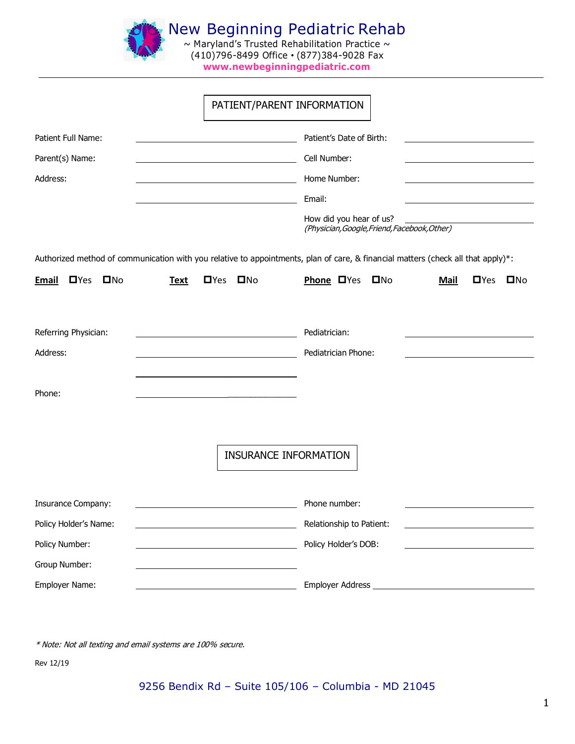# New Beginning Pediatric Rehab

~ Maryland's Trusted Rehabilitation Practice ~
(410)796-8499 Office • (877)384-9028 Fax
**www.newbeginningpediatric.com**

---

## PATIENT/PARENT INFORMATION

Patient Full Name: ______________________ Patient's Date of Birth: ______________________

Parent(s) Name: ______________________ Cell Number: ______________________

Address: ______________________ Home Number: ______________________

______________________ Email: ______________________

How did you hear of us? ______________________
*(Physician,Google,Friend,Facebook,Other)*

Authorized method of communication with you relative to appointments, plan of care, & financial matters (check all that apply)*:

**Email** ☐Yes ☐No **Text** ☐Yes ☐No **Phone** ☐Yes ☐No **Mail** ☐Yes ☐No

Referring Physician: ______________________ Pediatrician: ______________________

Address: ______________________ Pediatrician Phone: ______________________

______________________

Phone: ______________________

## INSURANCE INFORMATION

Insurance Company: ______________________ Phone number: ______________________

Policy Holder's Name: ______________________ Relationship to Patient: ______________________

Policy Number: ______________________ Policy Holder's DOB: ______________________

Group Number: ______________________

Employer Name: ______________________ Employer Address ______________________

*\* Note: Not all texting and email systems are 100% secure.*

Rev 12/19

9256 Bendix Rd – Suite 105/106 – Columbia - MD 21045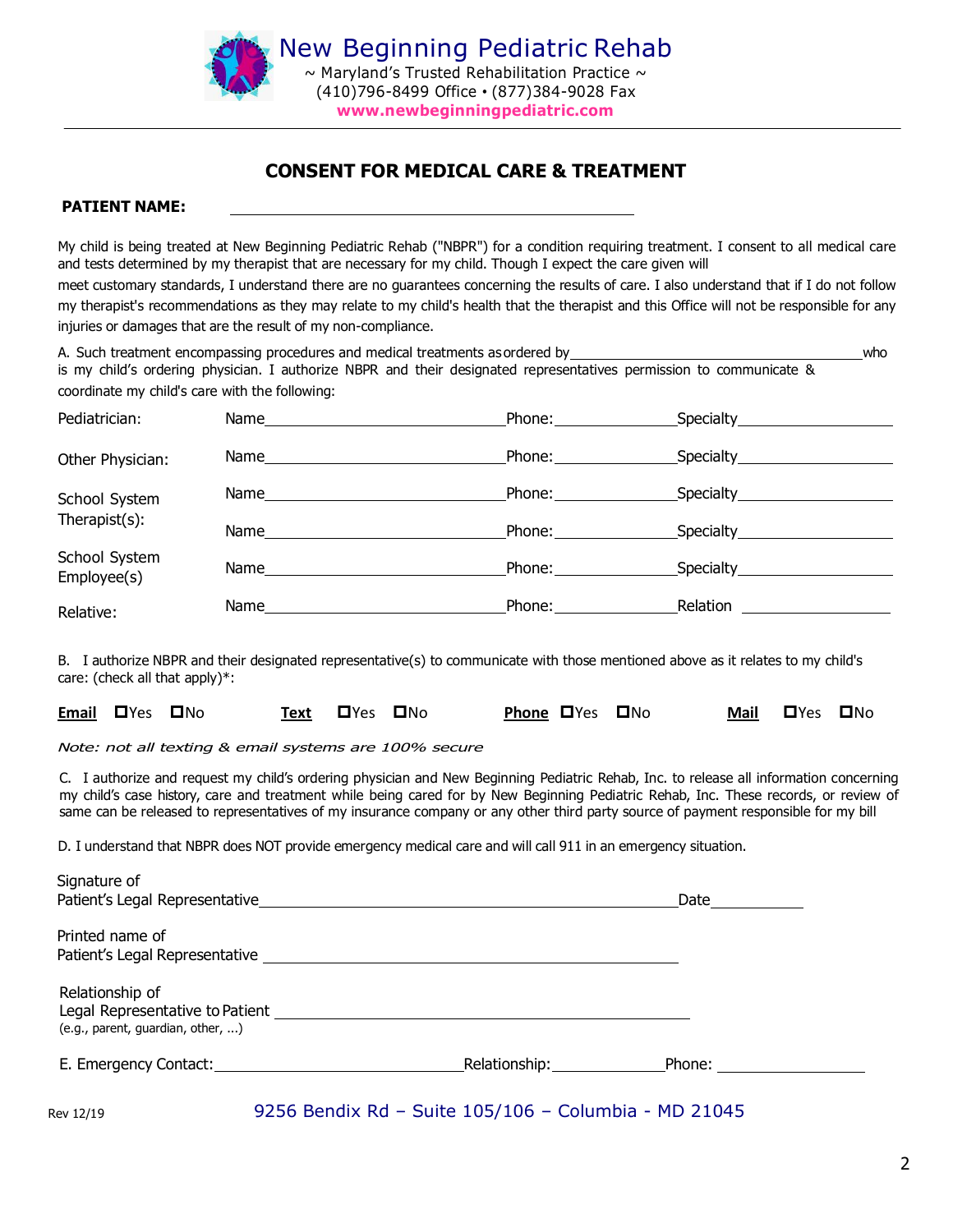New Beginning Pediatric Rehab
~ Maryland's Trusted Rehabilitation Practice ~
(410)796-8499 Office • (877)384-9028 Fax
**www.newbeginningpediatric.com**

## CONSENT FOR MEDICAL CARE & TREATMENT

**PATIENT NAME:** ______________________________

My child is being treated at New Beginning Pediatric Rehab ("NBPR") for a condition requiring treatment. I consent to all medical care and tests determined by my therapist that are necessary for my child. Though I expect the care given will meet customary standards, I understand there are no guarantees concerning the results of care. I also understand that if I do not follow my therapist's recommendations as they may relate to my child's health that the therapist and this Office will not be responsible for any injuries or damages that are the result of my non-compliance.

A. Such treatment encompassing procedures and medical treatments as ordered by ______________________________ who is my child's ordering physician. I authorize NBPR and their designated representatives permission to communicate & coordinate my child's care with the following:

| | | | |
|---|---|---|---|
| Pediatrician: | Name ____________________ | Phone: __________ | Specialty ______________ |
| Other Physician: | Name ____________________ | Phone: __________ | Specialty ______________ |
| School System Therapist(s): | Name ____________________ | Phone: __________ | Specialty ______________ |
| | Name ____________________ | Phone: __________ | Specialty ______________ |
| School System Employee(s) | Name ____________________ | Phone: __________ | Specialty ______________ |
| Relative: | Name ____________________ | Phone: __________ | Relation ______________ |

B. I authorize NBPR and their designated representative(s) to communicate with those mentioned above as it relates to my child's care: (check all that apply)*:

**Email** ☐Yes ☐No  **Text** ☐Yes ☐No  **Phone** ☐Yes ☐No  **Mail** ☐Yes ☐No

*Note: not all texting & email systems are 100% secure*

C. I authorize and request my child's ordering physician and New Beginning Pediatric Rehab, Inc. to release all information concerning my child's case history, care and treatment while being cared for by New Beginning Pediatric Rehab, Inc. These records, or review of same can be released to representatives of my insurance company or any other third party source of payment responsible for my bill

D. I understand that NBPR does NOT provide emergency medical care and will call 911 in an emergency situation.

Signature of Patient's Legal Representative ______________________________ Date __________

Printed name of Patient's Legal Representative ______________________________

Relationship of Legal Representative to Patient ______________________________
(e.g., parent, guardian, other, ...)

E. Emergency Contact: ____________________ Relationship: __________ Phone: ______________

Rev 12/19

9256 Bendix Rd – Suite 105/106 – Columbia - MD 21045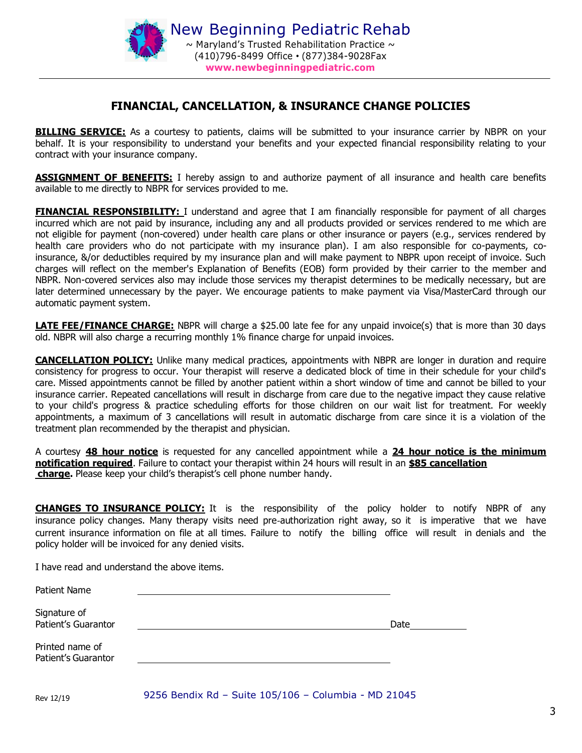# New Beginning Pediatric Rehab

~ Maryland's Trusted Rehabilitation Practice ~
(410)796-8499 Office • (877)384-9028Fax
**www.newbeginningpediatric.com**

---

## FINANCIAL, CANCELLATION, & INSURANCE CHANGE POLICIES

**BILLING SERVICE:** As a courtesy to patients, claims will be submitted to your insurance carrier by NBPR on your behalf. It is your responsibility to understand your benefits and your expected financial responsibility relating to your contract with your insurance company.

**ASSIGNMENT OF BENEFITS:** I hereby assign to and authorize payment of all insurance and health care benefits available to me directly to NBPR for services provided to me.

**FINANCIAL RESPONSIBILITY:** I understand and agree that I am financially responsible for payment of all charges incurred which are not paid by insurance, including any and all products provided or services rendered to me which are not eligible for payment (non-covered) under health care plans or other insurance or payers (e.g., services rendered by health care providers who do not participate with my insurance plan). I am also responsible for co-payments, co-insurance, &/or deductibles required by my insurance plan and will make payment to NBPR upon receipt of invoice. Such charges will reflect on the member's Explanation of Benefits (EOB) form provided by their carrier to the member and NBPR. Non-covered services also may include those services my therapist determines to be medically necessary, but are later determined unnecessary by the payer. We encourage patients to make payment via Visa/MasterCard through our automatic payment system.

**LATE FEE/FINANCE CHARGE:** NBPR will charge a $25.00 late fee for any unpaid invoice(s) that is more than 30 days old. NBPR will also charge a recurring monthly 1% finance charge for unpaid invoices.

**CANCELLATION POLICY:** Unlike many medical practices, appointments with NBPR are longer in duration and require consistency for progress to occur. Your therapist will reserve a dedicated block of time in their schedule for your child's care. Missed appointments cannot be filled by another patient within a short window of time and cannot be billed to your insurance carrier. Repeated cancellations will result in discharge from care due to the negative impact they cause relative to your child's progress & practice scheduling efforts for those children on our wait list for treatment. For weekly appointments, a maximum of 3 cancellations will result in automatic discharge from care since it is a violation of the treatment plan recommended by the therapist and physician.

A courtesy **48 hour notice** is requested for any cancelled appointment while a **24 hour notice is the minimum notification required**. Failure to contact your therapist within 24 hours will result in an **$85 cancellation charge.** Please keep your child's therapist's cell phone number handy.

**CHANGES TO INSURANCE POLICY:** It is the responsibility of the policy holder to notify NBPR of any insurance policy changes. Many therapy visits need pre-authorization right away, so it is imperative that we have current insurance information on file at all times. Failure to notify the billing office will result in denials and the policy holder will be invoiced for any denied visits.

I have read and understand the above items.

Patient Name ______________________________

Signature of Patient's Guarantor ______________________________ Date __________

Printed name of Patient's Guarantor ______________________________

Rev 12/19

9256 Bendix Rd – Suite 105/106 – Columbia - MD 21045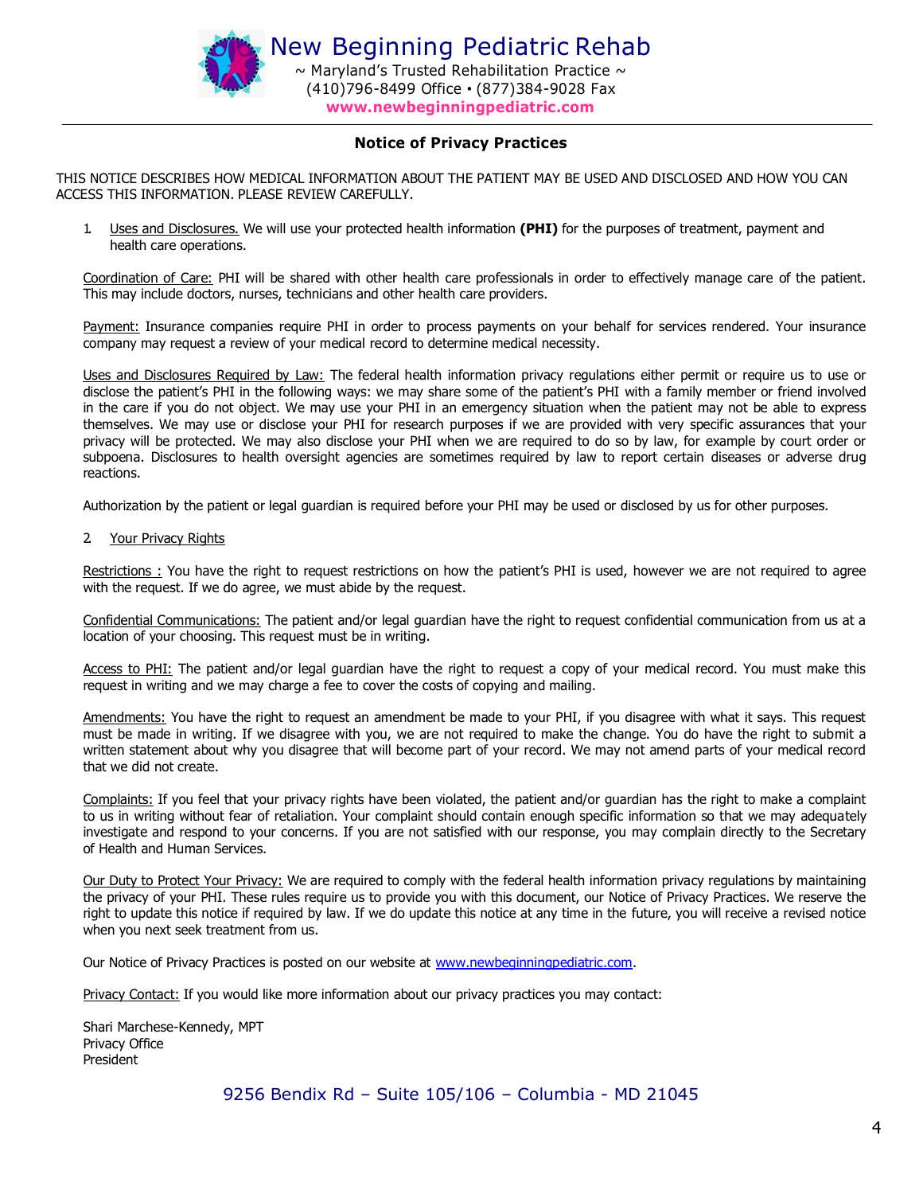# New Beginning Pediatric Rehab

~ Maryland's Trusted Rehabilitation Practice ~
(410)796-8499 Office • (877)384-9028 Fax
**www.newbeginningpediatric.com**

## Notice of Privacy Practices

THIS NOTICE DESCRIBES HOW MEDICAL INFORMATION ABOUT THE PATIENT MAY BE USED AND DISCLOSED AND HOW YOU CAN ACCESS THIS INFORMATION. PLEASE REVIEW CAREFULLY.

1. Uses and Disclosures. We will use your protected health information **(PHI)** for the purposes of treatment, payment and health care operations.

Coordination of Care: PHI will be shared with other health care professionals in order to effectively manage care of the patient. This may include doctors, nurses, technicians and other health care providers.

Payment: Insurance companies require PHI in order to process payments on your behalf for services rendered. Your insurance company may request a review of your medical record to determine medical necessity.

Uses and Disclosures Required by Law: The federal health information privacy regulations either permit or require us to use or disclose the patient's PHI in the following ways: we may share some of the patient's PHI with a family member or friend involved in the care if you do not object. We may use your PHI in an emergency situation when the patient may not be able to express themselves. We may use or disclose your PHI for research purposes if we are provided with very specific assurances that your privacy will be protected. We may also disclose your PHI when we are required to do so by law, for example by court order or subpoena. Disclosures to health oversight agencies are sometimes required by law to report certain diseases or adverse drug reactions.

Authorization by the patient or legal guardian is required before your PHI may be used or disclosed by us for other purposes.

2. Your Privacy Rights

Restrictions : You have the right to request restrictions on how the patient's PHI is used, however we are not required to agree with the request. If we do agree, we must abide by the request.

Confidential Communications: The patient and/or legal guardian have the right to request confidential communication from us at a location of your choosing. This request must be in writing.

Access to PHI: The patient and/or legal guardian have the right to request a copy of your medical record. You must make this request in writing and we may charge a fee to cover the costs of copying and mailing.

Amendments: You have the right to request an amendment be made to your PHI, if you disagree with what it says. This request must be made in writing. If we disagree with you, we are not required to make the change. You do have the right to submit a written statement about why you disagree that will become part of your record. We may not amend parts of your medical record that we did not create.

Complaints: If you feel that your privacy rights have been violated, the patient and/or guardian has the right to make a complaint to us in writing without fear of retaliation. Your complaint should contain enough specific information so that we may adequately investigate and respond to your concerns. If you are not satisfied with our response, you may complain directly to the Secretary of Health and Human Services.

Our Duty to Protect Your Privacy: We are required to comply with the federal health information privacy regulations by maintaining the privacy of your PHI. These rules require us to provide you with this document, our Notice of Privacy Practices. We reserve the right to update this notice if required by law. If we do update this notice at any time in the future, you will receive a revised notice when you next seek treatment from us.

Our Notice of Privacy Practices is posted on our website at www.newbeginningpediatric.com.

Privacy Contact: If you would like more information about our privacy practices you may contact:

Shari Marchese-Kennedy, MPT
Privacy Office
President

9256 Bendix Rd – Suite 105/106 – Columbia - MD 21045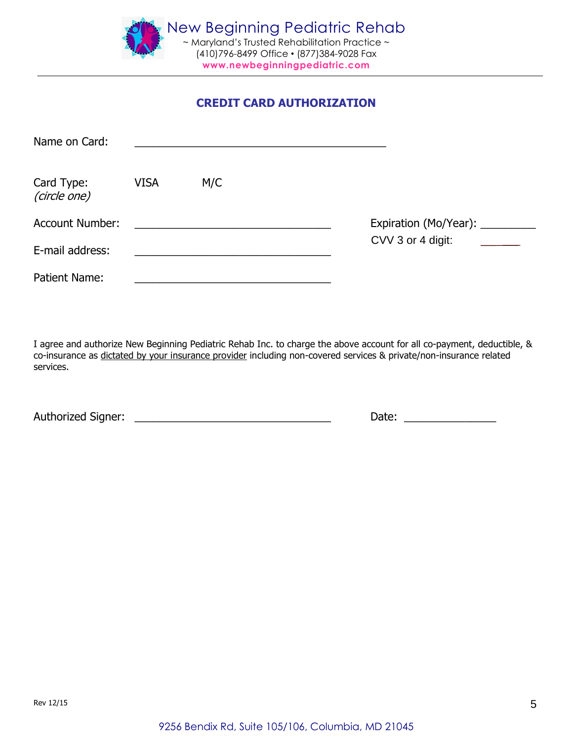New Beginning Pediatric Rehab
~ Maryland's Trusted Rehabilitation Practice ~
(410)796-8499 Office • (877)384-9028 Fax
**www.newbeginningpediatric.com**

## CREDIT CARD AUTHORIZATION

Name on Card: ________________________________________

Card Type: *(circle one)* VISA M/C

Account Number: ________________________________ Expiration (Mo/Year): _________

CVV 3 or 4 digit: ______

E-mail address: ________________________________

Patient Name: ________________________________

I agree and authorize New Beginning Pediatric Rehab Inc. to charge the above account for all co-payment, deductible, & co-insurance as dictated by your insurance provider including non-covered services & private/non-insurance related services.

Authorized Signer: ________________________________ Date: _______________

Rev 12/15

9256 Bendix Rd, Suite 105/106, Columbia, MD 21045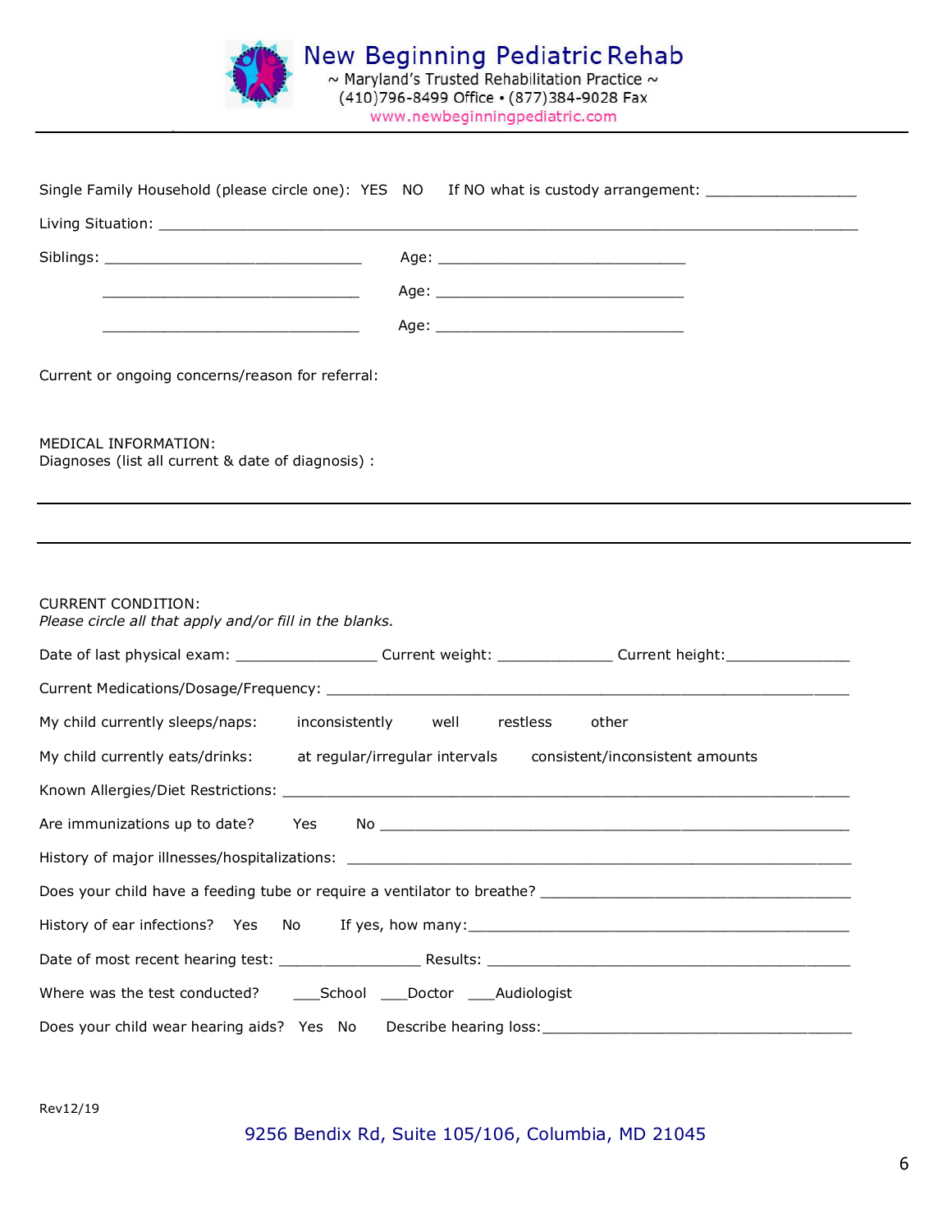# New Beginning Pediatric Rehab

~ Maryland's Trusted Rehabilitation Practice ~
(410)796-8499 Office • (877)384-9028 Fax
www.newbeginningpediatric.com

---

Single Family Household (please circle one): YES NO If NO what is custody arrangement: _________________

Living Situation: ___________________________________________________________________________

Siblings: ______________________________ Age: ____________________________

______________________________ Age: ____________________________

______________________________ Age: ____________________________

Current or ongoing concerns/reason for referral:

MEDICAL INFORMATION:
Diagnoses (list all current & date of diagnosis) :

---

---

CURRENT CONDITION:
*Please circle all that apply and/or fill in the blanks.*

Date of last physical exam: ________________ Current weight: _____________ Current height:______________

Current Medications/Dosage/Frequency: ___________________________________________________________

My child currently sleeps/naps: inconsistently well restless other

My child currently eats/drinks: at regular/irregular intervals consistent/inconsistent amounts

Known Allergies/Diet Restrictions: _______________________________________________________________

Are immunizations up to date? Yes No ____________________________________________________

History of major illnesses/hospitalizations: _______________________________________________________

Does your child have a feeding tube or require a ventilator to breathe? ___________________________________

History of ear infections? Yes No If yes, how many:____________________________________________

Date of most recent hearing test: ________________ Results: __________________________________________

Where was the test conducted? ___School ___Doctor ___Audiologist

Does your child wear hearing aids? Yes No Describe hearing loss:___________________________________

Rev12/19

9256 Bendix Rd, Suite 105/106, Columbia, MD 21045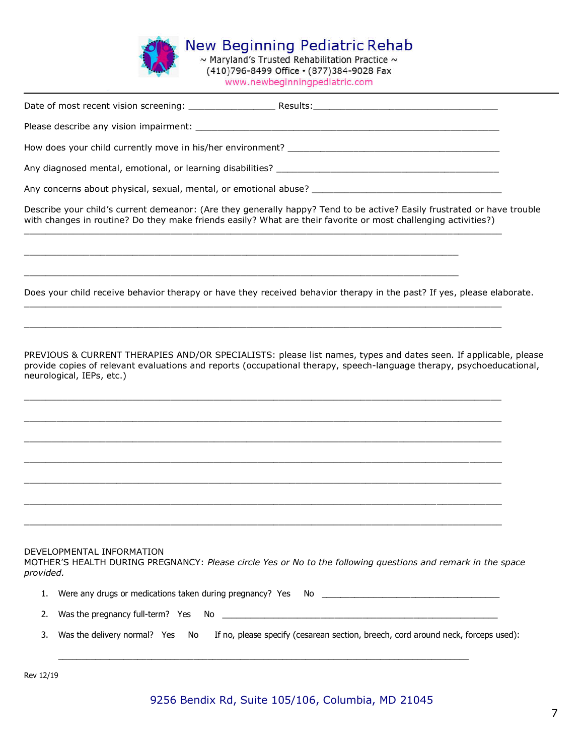Date of most recent vision screening: ________________ Results:___________________________________

Please describe any vision impairment: ____________________________________________________________

How does your child currently move in his/her environment? _________________________________________

Any diagnosed mental, emotional, or learning disabilities? __________________________________________

Any concerns about physical, sexual, mental, or emotional abuse? ____________________________________

Describe your child's current demeanor: (Are they generally happy? Tend to be active? Easily frustrated or have trouble with changes in routine? Do they make friends easily? What are their favorite or most challenging activities?)

_____________________________________________________________________________________

_____________________________________________________________________________________

_____________________________________________________________________________________

Does your child receive behavior therapy or have they received behavior therapy in the past? If yes, please elaborate.

_____________________________________________________________________________________

_____________________________________________________________________________________

PREVIOUS & CURRENT THERAPIES AND/OR SPECIALISTS: please list names, types and dates seen. If applicable, please provide copies of relevant evaluations and reports (occupational therapy, speech-language therapy, psychoeducational, neurological, IEPs, etc.)

_____________________________________________________________________________________

_____________________________________________________________________________________

_____________________________________________________________________________________

_____________________________________________________________________________________

_____________________________________________________________________________________

_____________________________________________________________________________________

_____________________________________________________________________________________

DEVELOPMENTAL INFORMATION

MOTHER'S HEALTH DURING PREGNANCY: *Please circle Yes or No to the following questions and remark in the space provided.*

1. Were any drugs or medications taken during pregnancy? Yes No ____________________________________
2. Was the pregnancy full-term? Yes No ____________________________________________________________
3. Was the delivery normal? Yes No If no, please specify (cesarean section, breech, cord around neck, forceps used):

   _________________________________________________________________________________

Rev 12/19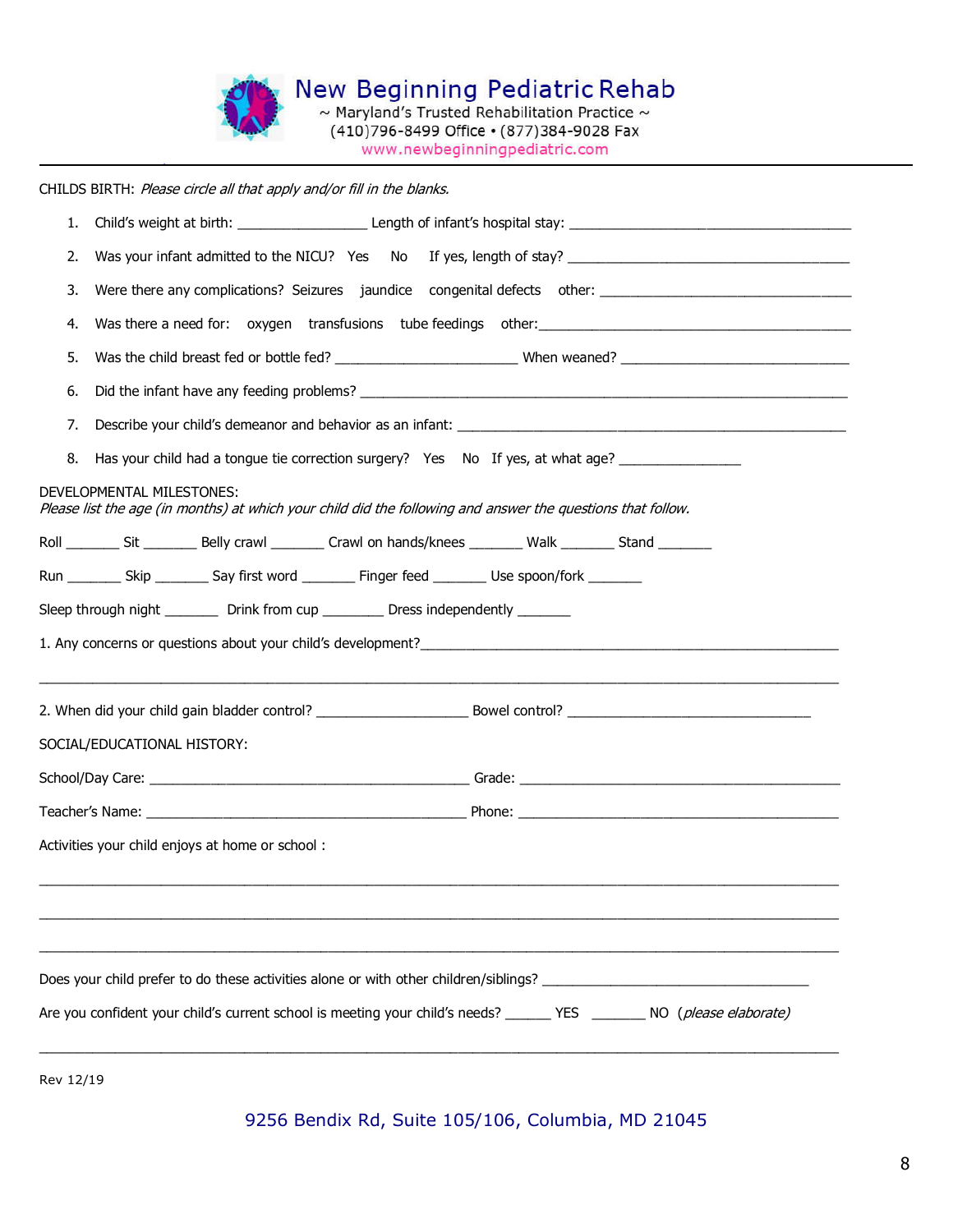# New Beginning Pediatric Rehab

~ Maryland's Trusted Rehabilitation Practice ~
(410)796-8499 Office • (877)384-9028 Fax
www.newbeginningpediatric.com

---

CHILDS BIRTH: *Please circle all that apply and/or fill in the blanks.*

1. Child's weight at birth: _________________ Length of infant's hospital stay: ______________________________________
2. Was your infant admitted to the NICU? Yes No If yes, length of stay? ______________________________________
3. Were there any complications? Seizures jaundice congenital defects other: ________________________________
4. Was there a need for: oxygen transfusions tube feedings other:__________________________________________
5. Was the child breast fed or bottle fed? ________________________ When weaned? ______________________________
6. Did the infant have any feeding problems? _________________________________________________________________
7. Describe your child's demeanor and behavior as an infant: ____________________________________________________
8. Has your child had a tongue tie correction surgery? Yes No If yes, at what age? ________________

DEVELOPMENTAL MILESTONES:
*Please list the age (in months) at which your child did the following and answer the questions that follow.*

Roll _______ Sit _______ Belly crawl _______ Crawl on hands/knees _______ Walk _______ Stand _______

Run _______ Skip _______ Say first word _______ Finger feed _______ Use spoon/fork _______

Sleep through night _______ Drink from cup ________ Dress independently _______

1. Any concerns or questions about your child's development?_______________________________________________________

_____________________________________________________________________________________________________

2. When did your child gain bladder control? ____________________ Bowel control? ________________________________

SOCIAL/EDUCATIONAL HISTORY:

School/Day Care: __________________________________________ Grade: __________________________________________

Teacher's Name: __________________________________________ Phone: __________________________________________

Activities your child enjoys at home or school :

_____________________________________________________________________________________________________

_____________________________________________________________________________________________________

_____________________________________________________________________________________________________

Does your child prefer to do these activities alone or with other children/siblings? ___________________________________

Are you confident your child's current school is meeting your child's needs? ______ YES _______ NO (*please elaborate*)

_____________________________________________________________________________________________________

Rev 12/19

9256 Bendix Rd, Suite 105/106, Columbia, MD 21045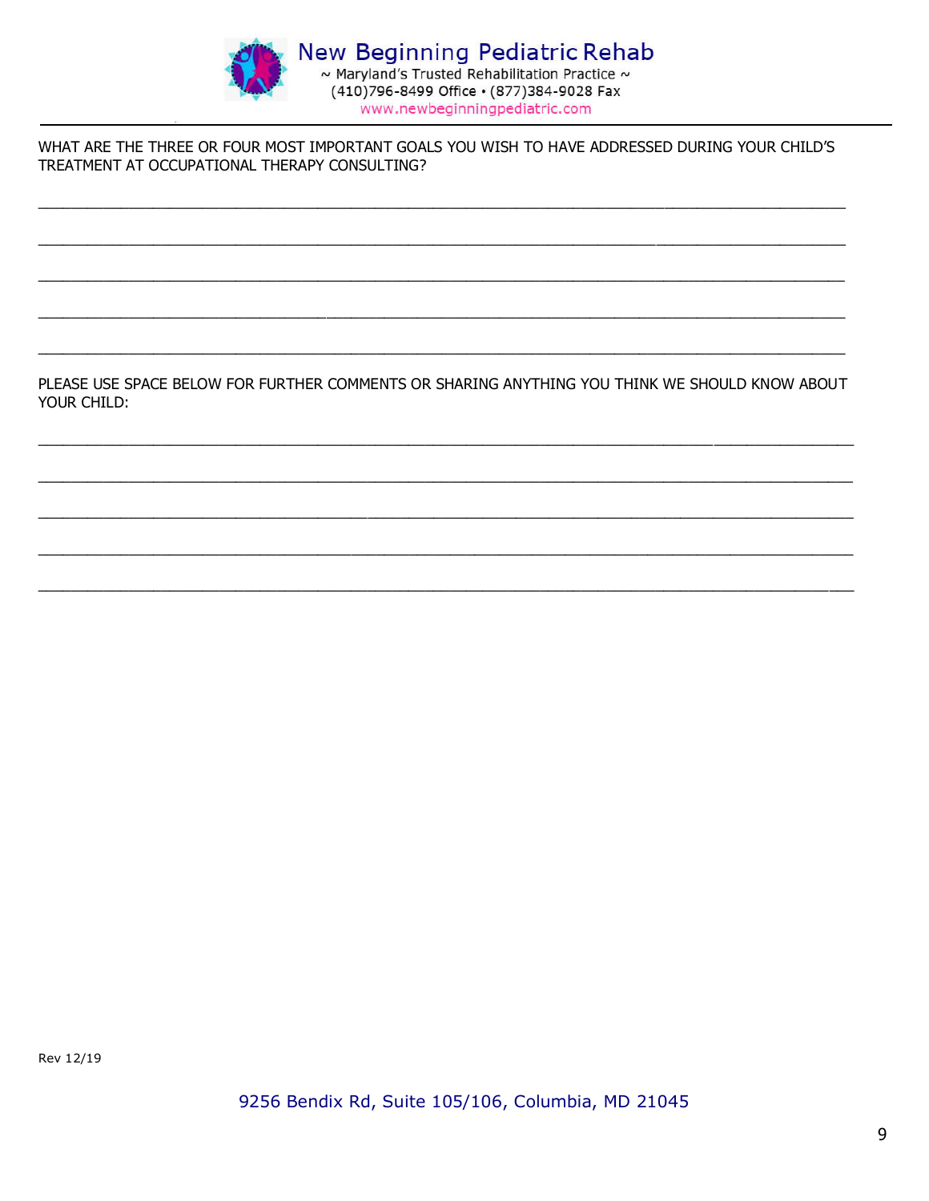WHAT ARE THE THREE OR FOUR MOST IMPORTANT GOALS YOU WISH TO HAVE ADDRESSED DURING YOUR CHILD'S TREATMENT AT OCCUPATIONAL THERAPY CONSULTING?

_______________________________________________________________________________________

_______________________________________________________________________________________

_______________________________________________________________________________________

_______________________________________________________________________________________

_______________________________________________________________________________________

PLEASE USE SPACE BELOW FOR FURTHER COMMENTS OR SHARING ANYTHING YOU THINK WE SHOULD KNOW ABOUT YOUR CHILD:

_______________________________________________________________________________________

_______________________________________________________________________________________

_______________________________________________________________________________________

_______________________________________________________________________________________

_______________________________________________________________________________________

Rev 12/19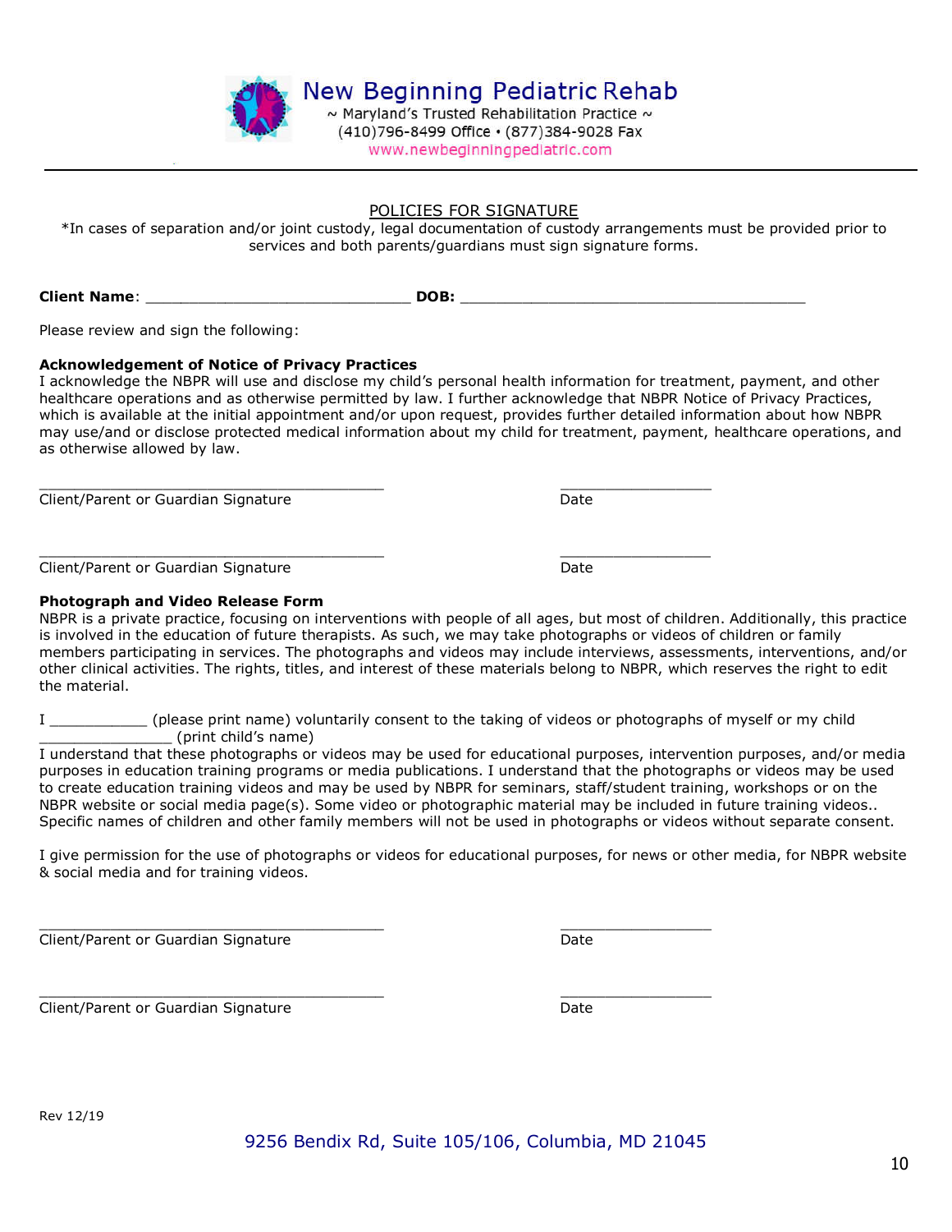New Beginning Pediatric Rehab
~ Maryland's Trusted Rehabilitation Practice ~
(410)796-8499 Office • (877)384-9028 Fax
www.newbeginningpediatric.com

## POLICIES FOR SIGNATURE

*In cases of separation and/or joint custody, legal documentation of custody arrangements must be provided prior to services and both parents/guardians must sign signature forms.

**Client Name**: ______________________________ **DOB:** _______________________________________

Please review and sign the following:

**Acknowledgement of Notice of Privacy Practices**
I acknowledge the NBPR will use and disclose my child's personal health information for treatment, payment, and other healthcare operations and as otherwise permitted by law. I further acknowledge that NBPR Notice of Privacy Practices, which is available at the initial appointment and/or upon request, provides further detailed information about how NBPR may use/and or disclose protected medical information about my child for treatment, payment, healthcare operations, and as otherwise allowed by law.

_______________________________________ _________________
Client/Parent or Guardian Signature Date

_______________________________________ _________________
Client/Parent or Guardian Signature Date

**Photograph and Video Release Form**
NBPR is a private practice, focusing on interventions with people of all ages, but most of children. Additionally, this practice is involved in the education of future therapists. As such, we may take photographs or videos of children or family members participating in services. The photographs and videos may include interviews, assessments, interventions, and/or other clinical activities. The rights, titles, and interest of these materials belong to NBPR, which reserves the right to edit the material.

I ___________ (please print name) voluntarily consent to the taking of videos or photographs of myself or my child _______________ (print child's name)
I understand that these photographs or videos may be used for educational purposes, intervention purposes, and/or media purposes in education training programs or media publications. I understand that the photographs or videos may be used to create education training videos and may be used by NBPR for seminars, staff/student training, workshops or on the NBPR website or social media page(s). Some video or photographic material may be included in future training videos.. Specific names of children and other family members will not be used in photographs or videos without separate consent.

I give permission for the use of photographs or videos for educational purposes, for news or other media, for NBPR website & social media and for training videos.

_______________________________________ _________________
Client/Parent or Guardian Signature Date

_______________________________________ _________________
Client/Parent or Guardian Signature Date

Rev 12/19

9256 Bendix Rd, Suite 105/106, Columbia, MD 21045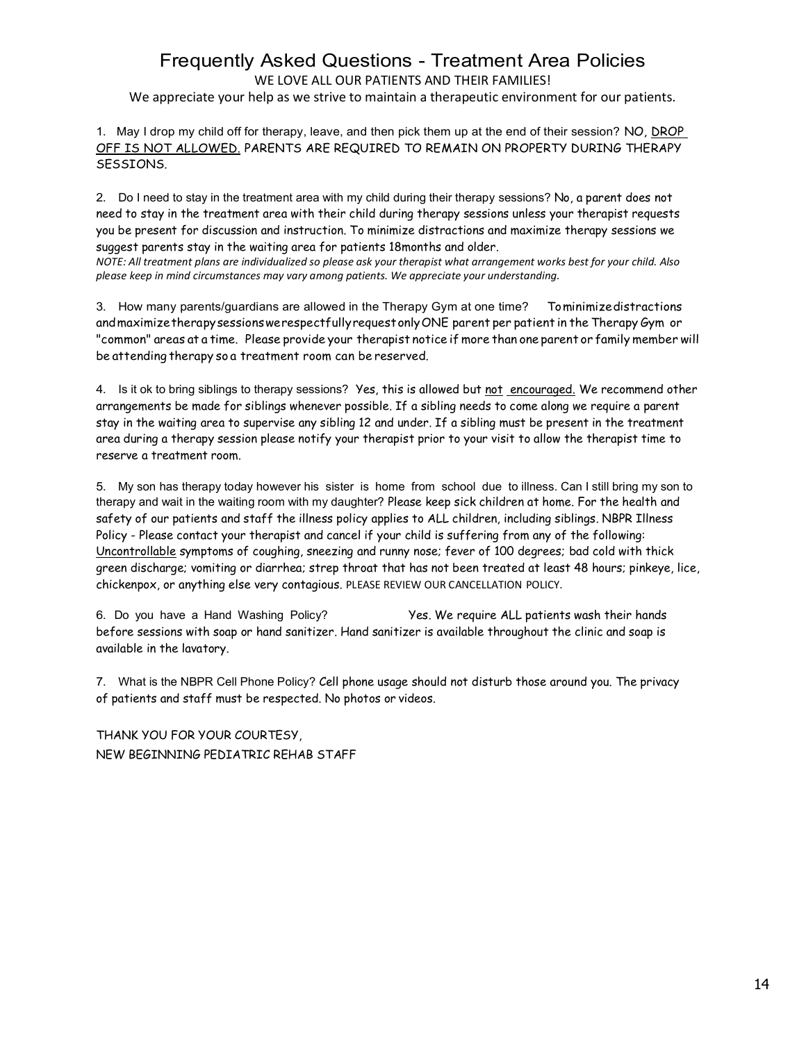# Frequently Asked Questions - Treatment Area Policies

WE LOVE ALL OUR PATIENTS AND THEIR FAMILIES!

We appreciate your help as we strive to maintain a therapeutic environment for our patients.

1. May I drop my child off for therapy, leave, and then pick them up at the end of their session? NO, <u>DROP OFF IS NOT ALLOWED.</u> PARENTS ARE REQUIRED TO REMAIN ON PROPERTY DURING THERAPY SESSIONS.

2. Do I need to stay in the treatment area with my child during their therapy sessions? No, a parent does not need to stay in the treatment area with their child during therapy sessions unless your therapist requests you be present for discussion and instruction. To minimize distractions and maximize therapy sessions we suggest parents stay in the waiting area for patients 18months and older.
*NOTE: All treatment plans are individualized so please ask your therapist what arrangement works best for your child. Also please keep in mind circumstances may vary among patients. We appreciate your understanding.*

3. How many parents/guardians are allowed in the Therapy Gym at one time? To minimize distractions and maximize therapy sessions we respectfully request only ONE parent per patient in the Therapy Gym or "common" areas at a time. Please provide your therapist notice if more than one parent or family member will be attending therapy so a treatment room can be reserved.

4. Is it ok to bring siblings to therapy sessions? Yes, this is allowed but <u>not encouraged.</u> We recommend other arrangements be made for siblings whenever possible. If a sibling needs to come along we require a parent stay in the waiting area to supervise any sibling 12 and under. If a sibling must be present in the treatment area during a therapy session please notify your therapist prior to your visit to allow the therapist time to reserve a treatment room.

5. My son has therapy today however his sister is home from school due to illness. Can I still bring my son to therapy and wait in the waiting room with my daughter? Please keep sick children at home. For the health and safety of our patients and staff the illness policy applies to ALL children, including siblings. NBPR Illness Policy - Please contact your therapist and cancel if your child is suffering from any of the following: <u>Uncontrollable</u> symptoms of coughing, sneezing and runny nose; fever of 100 degrees; bad cold with thick green discharge; vomiting or diarrhea; strep throat that has not been treated at least 48 hours; pinkeye, lice, chickenpox, or anything else very contagious. PLEASE REVIEW OUR CANCELLATION POLICY.

6. Do you have a Hand Washing Policy? Yes. We require ALL patients wash their hands before sessions with soap or hand sanitizer. Hand sanitizer is available throughout the clinic and soap is available in the lavatory.

7. What is the NBPR Cell Phone Policy? Cell phone usage should not disturb those around you. The privacy of patients and staff must be respected. No photos or videos.

THANK YOU FOR YOUR COURTESY,
NEW BEGINNING PEDIATRIC REHAB STAFF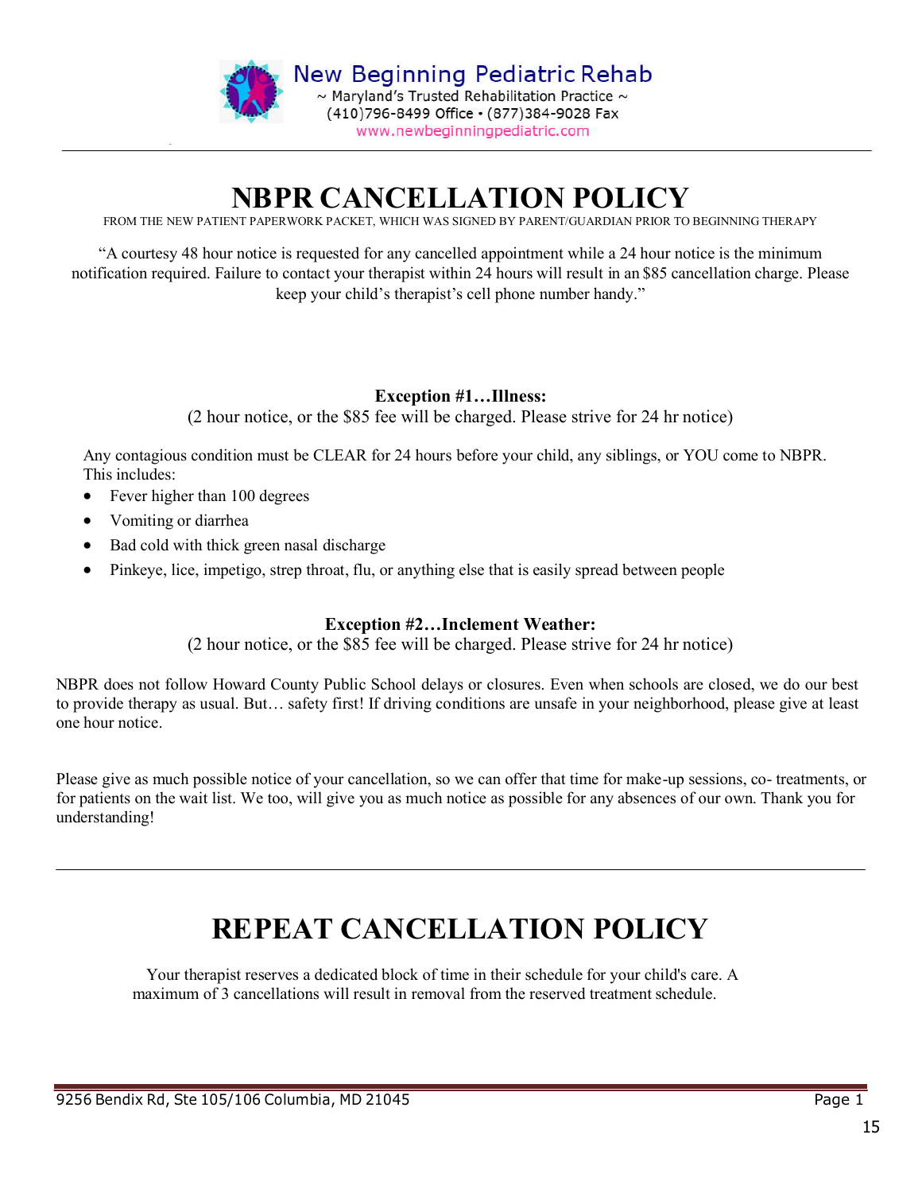New Beginning Pediatric Rehab
~ Maryland's Trusted Rehabilitation Practice ~
(410)796-8499 Office • (877)384-9028 Fax
www.newbeginningpediatric.com

---

# NBPR CANCELLATION POLICY

FROM THE NEW PATIENT PAPERWORK PACKET, WHICH WAS SIGNED BY PARENT/GUARDIAN PRIOR TO BEGINNING THERAPY

"A courtesy 48 hour notice is requested for any cancelled appointment while a 24 hour notice is the minimum notification required. Failure to contact your therapist within 24 hours will result in an $85 cancellation charge. Please keep your child's therapist's cell phone number handy."

**Exception #1…Illness:**

(2 hour notice, or the $85 fee will be charged. Please strive for 24 hr notice)

Any contagious condition must be CLEAR for 24 hours before your child, any siblings, or YOU come to NBPR. This includes:

- Fever higher than 100 degrees
- Vomiting or diarrhea
- Bad cold with thick green nasal discharge
- Pinkeye, lice, impetigo, strep throat, flu, or anything else that is easily spread between people

**Exception #2…Inclement Weather:**

(2 hour notice, or the $85 fee will be charged. Please strive for 24 hr notice)

NBPR does not follow Howard County Public School delays or closures. Even when schools are closed, we do our best to provide therapy as usual. But… safety first! If driving conditions are unsafe in your neighborhood, please give at least one hour notice.

Please give as much possible notice of your cancellation, so we can offer that time for make-up sessions, co- treatments, or for patients on the wait list. We too, will give you as much notice as possible for any absences of our own. Thank you for understanding!

---

# REPEAT CANCELLATION POLICY

Your therapist reserves a dedicated block of time in their schedule for your child's care. A maximum of 3 cancellations will result in removal from the reserved treatment schedule.

9256 Bendix Rd, Ste 105/106 Columbia, MD 21045